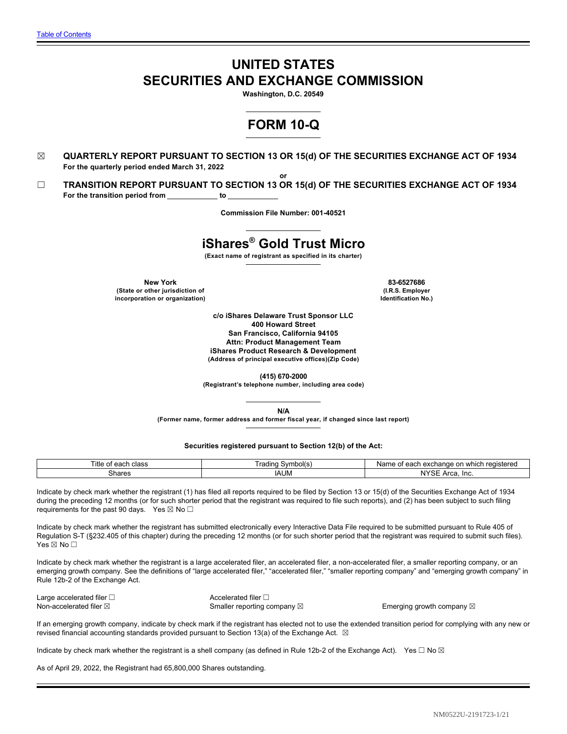Table of Contents

# UNITED STATES
# SECURITIES AND EXCHANGE COMMISSION

**Washington, D.C. 20549**

# FORM 10-Q

☒ **QUARTERLY REPORT PURSUANT TO SECTION 13 OR 15(d) OF THE SECURITIES EXCHANGE ACT OF 1934**
**For the quarterly period ended March 31, 2022**

**or**

☐ **TRANSITION REPORT PURSUANT TO SECTION 13 OR 15(d) OF THE SECURITIES EXCHANGE ACT OF 1934**
**For the transition period from \_\_\_\_\_\_\_\_\_\_\_\_ to \_\_\_\_\_\_\_\_\_\_\_\_**

**Commission File Number: 001-40521**

# iShares® Gold Trust Micro

**(Exact name of registrant as specified in its charter)**

| **New York** | **83-6527686** |
|---|---|
| **(State or other jurisdiction of incorporation or organization)** | **(I.R.S. Employer Identification No.)** |

**c/o iShares Delaware Trust Sponsor LLC**
**400 Howard Street**
**San Francisco, California 94105**
**Attn: Product Management Team**
**iShares Product Research & Development**
**(Address of principal executive offices)(Zip Code)**

**(415) 670-2000**
**(Registrant's telephone number, including area code)**

**N/A**
**(Former name, former address and former fiscal year, if changed since last report)**

**Securities registered pursuant to Section 12(b) of the Act:**

| Title of each class | Trading Symbol(s) | Name of each exchange on which registered |
|---|---|---|
| Shares | IAUM | NYSE Arca, Inc. |

Indicate by check mark whether the registrant (1) has filed all reports required to be filed by Section 13 or 15(d) of the Securities Exchange Act of 1934 during the preceding 12 months (or for such shorter period that the registrant was required to file such reports), and (2) has been subject to such filing requirements for the past 90 days. Yes ☒ No ☐

Indicate by check mark whether the registrant has submitted electronically every Interactive Data File required to be submitted pursuant to Rule 405 of Regulation S-T (§232.405 of this chapter) during the preceding 12 months (or for such shorter period that the registrant was required to submit such files). Yes ☒ No ☐

Indicate by check mark whether the registrant is a large accelerated filer, an accelerated filer, a non-accelerated filer, a smaller reporting company, or an emerging growth company. See the definitions of "large accelerated filer," "accelerated filer," "smaller reporting company" and "emerging growth company" in Rule 12b-2 of the Exchange Act.

| | | |
|---|---|---|
| Large accelerated filer ☐ | Accelerated filer ☐ | |
| Non-accelerated filer ☒ | Smaller reporting company ☒ | Emerging growth company ☒ |

If an emerging growth company, indicate by check mark if the registrant has elected not to use the extended transition period for complying with any new or revised financial accounting standards provided pursuant to Section 13(a) of the Exchange Act. ☒

Indicate by check mark whether the registrant is a shell company (as defined in Rule 12b-2 of the Exchange Act). Yes ☐ No ☒

As of April 29, 2022, the Registrant had 65,800,000 Shares outstanding.

NM0522U-2191723-1/21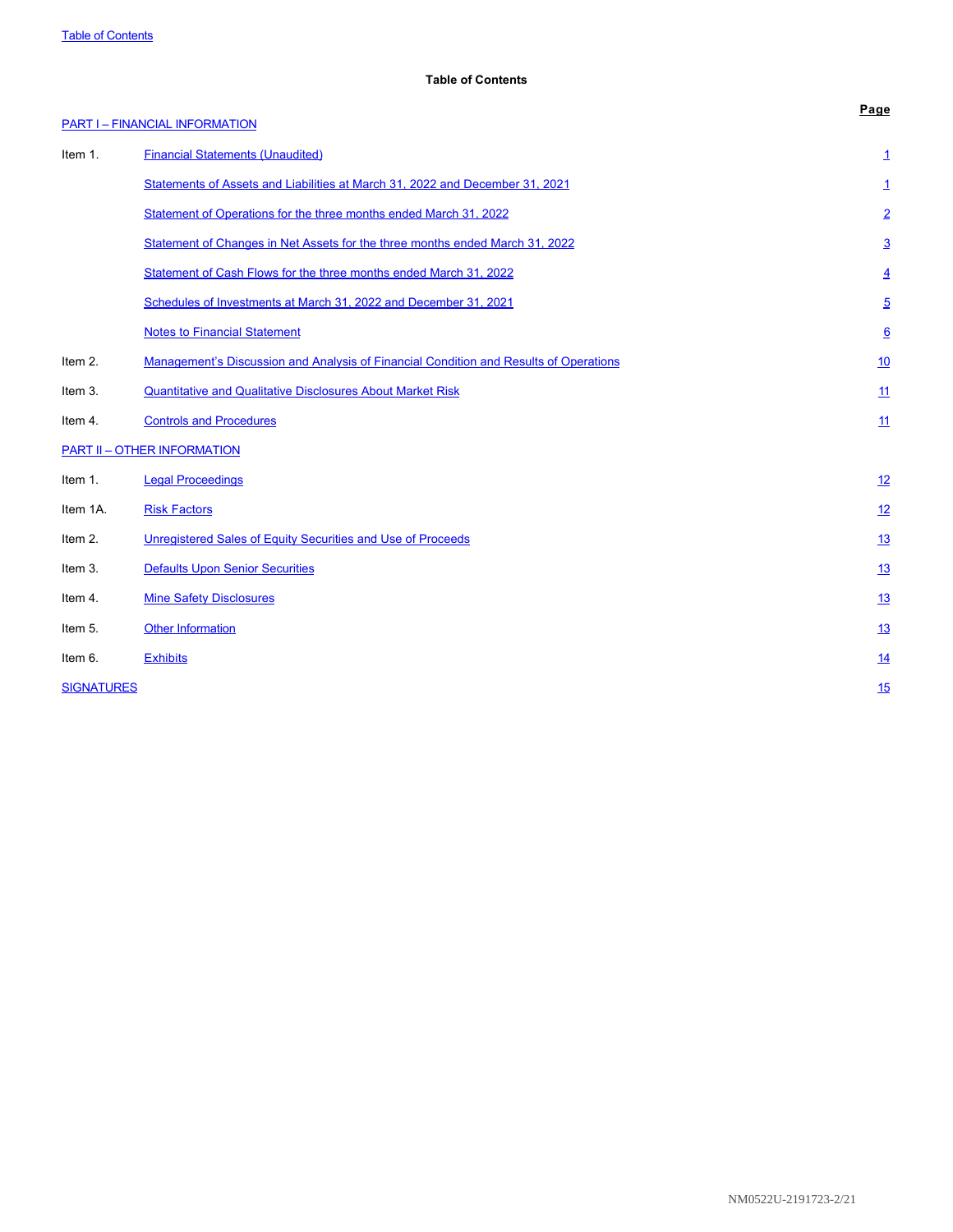# Table of Contents

| | | Page |
|---|---|---|
| PART I – FINANCIAL INFORMATION | | |
| Item 1. | Financial Statements (Unaudited) | 1 |
| | Statements of Assets and Liabilities at March 31, 2022 and December 31, 2021 | 1 |
| | Statement of Operations for the three months ended March 31, 2022 | 2 |
| | Statement of Changes in Net Assets for the three months ended March 31, 2022 | 3 |
| | Statement of Cash Flows for the three months ended March 31, 2022 | 4 |
| | Schedules of Investments at March 31, 2022 and December 31, 2021 | 5 |
| | Notes to Financial Statement | 6 |
| Item 2. | Management's Discussion and Analysis of Financial Condition and Results of Operations | 10 |
| Item 3. | Quantitative and Qualitative Disclosures About Market Risk | 11 |
| Item 4. | Controls and Procedures | 11 |
| PART II – OTHER INFORMATION | | |
| Item 1. | Legal Proceedings | 12 |
| Item 1A. | Risk Factors | 12 |
| Item 2. | Unregistered Sales of Equity Securities and Use of Proceeds | 13 |
| Item 3. | Defaults Upon Senior Securities | 13 |
| Item 4. | Mine Safety Disclosures | 13 |
| Item 5. | Other Information | 13 |
| Item 6. | Exhibits | 14 |
| SIGNATURES | | 15 |

NM0522U-2191723-2/21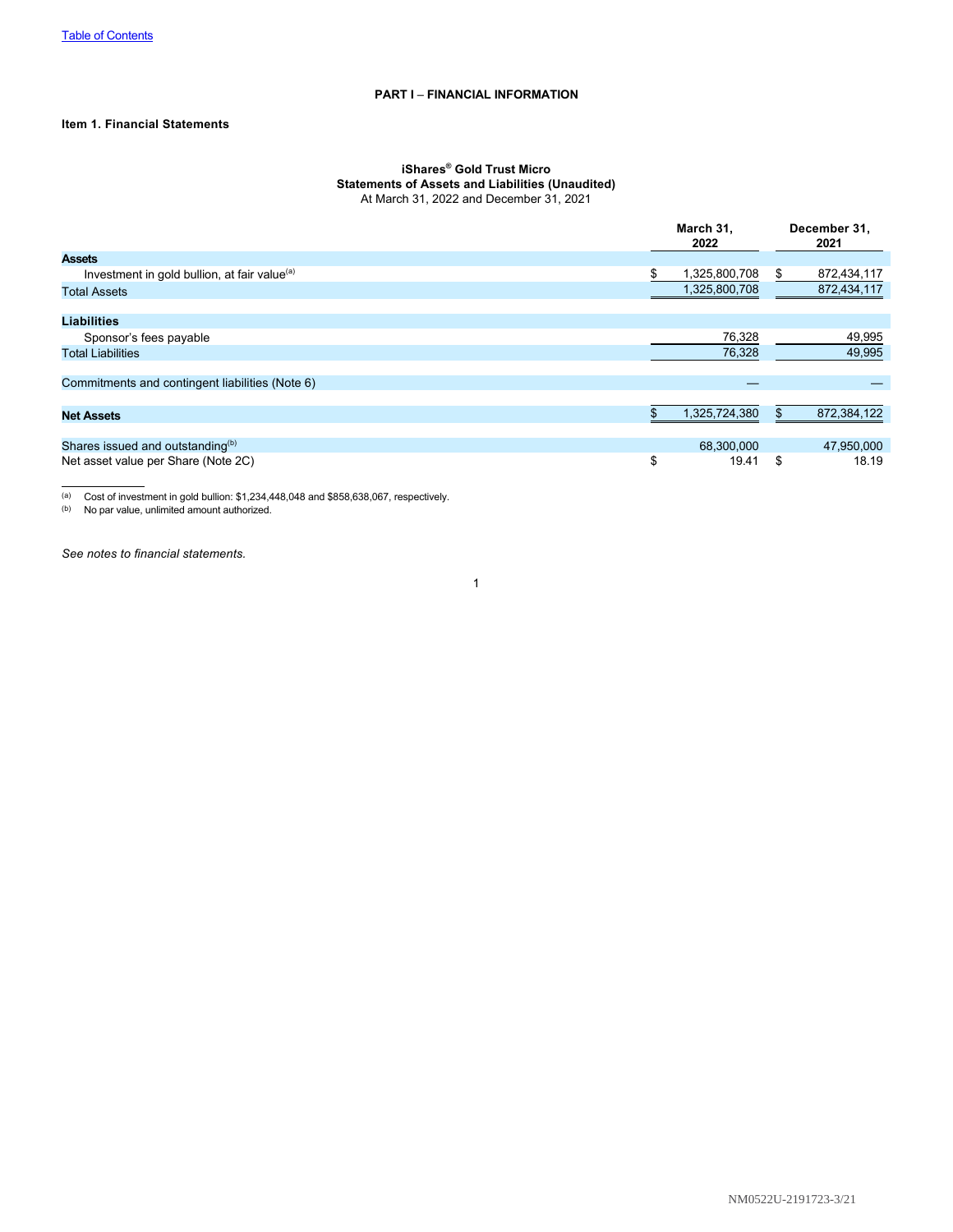# PART I – FINANCIAL INFORMATION

## Item 1. Financial Statements

### iShares® Gold Trust Micro
### Statements of Assets and Liabilities (Unaudited)
At March 31, 2022 and December 31, 2021

| | March 31, 2022 | December 31, 2021 |
|---|---|---|
| **Assets** | | |
| Investment in gold bullion, at fair value[(a)] | $ 1,325,800,708 | $ 872,434,117 |
| Total Assets | 1,325,800,708 | 872,434,117 |
| | | |
| **Liabilities** | | |
| Sponsor's fees payable | 76,328 | 49,995 |
| Total Liabilities | 76,328 | 49,995 |
| | | |
| Commitments and contingent liabilities (Note 6) | — | — |
| | | |
| **Net Assets** | $ 1,325,724,380 | $ 872,384,122 |
| | | |
| Shares issued and outstanding[(b)] | 68,300,000 | 47,950,000 |
| Net asset value per Share (Note 2C) | $ 19.41 | $ 18.19 |

(a) Cost of investment in gold bullion: $1,234,448,048 and $858,638,067, respectively.
(b) No par value, unlimited amount authorized.

*See notes to financial statements.*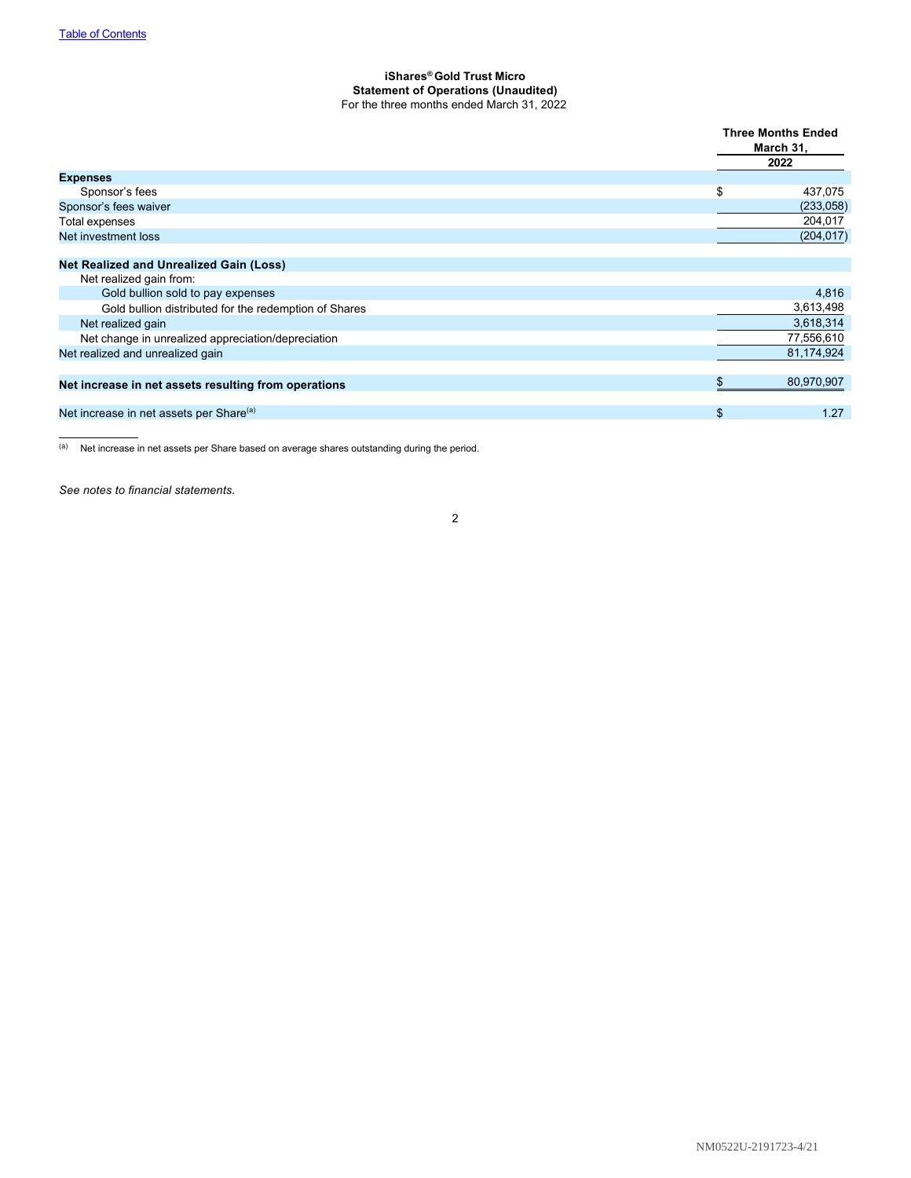[Table of Contents](#)

**iShares® Gold Trust Micro**
**Statement of Operations (Unaudited)**
For the three months ended March 31, 2022

| | Three Months Ended March 31, 2022 |
|---|---|
| **Expenses** | |
| Sponsor's fees | $ 437,075 |
| Sponsor's fees waiver | (233,058) |
| Total expenses | 204,017 |
| Net investment loss | (204,017) |
| | |
| **Net Realized and Unrealized Gain (Loss)** | |
| Net realized gain from: | |
| Gold bullion sold to pay expenses | 4,816 |
| Gold bullion distributed for the redemption of Shares | 3,613,498 |
| Net realized gain | 3,618,314 |
| Net change in unrealized appreciation/depreciation | 77,556,610 |
| Net realized and unrealized gain | 81,174,924 |
| | |
| **Net increase in net assets resulting from operations** | $ 80,970,907 |
| | |
| Net increase in net assets per Share[(a)] | $ 1.27 |

(a) Net increase in net assets per Share based on average shares outstanding during the period.

*See notes to financial statements.*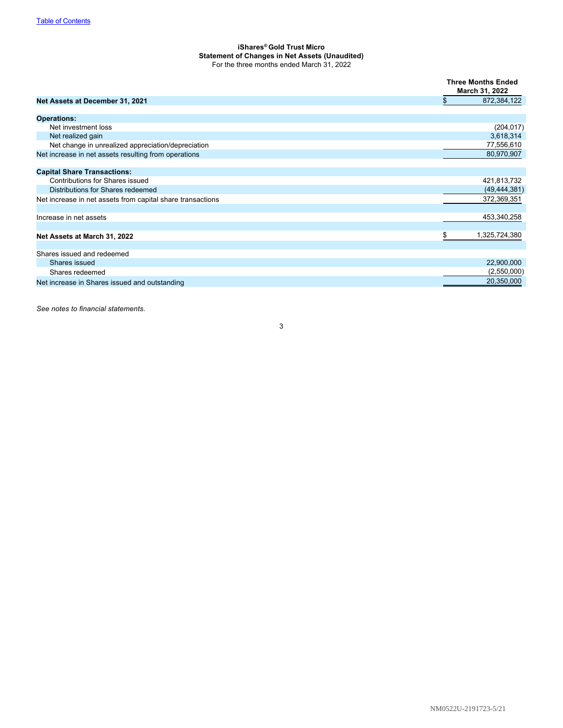**iShares® Gold Trust Micro**
**Statement of Changes in Net Assets (Unaudited)**
For the three months ended March 31, 2022

| | Three Months Ended March 31, 2022 |
|---|---|
| **Net Assets at December 31, 2021** | $ 872,384,122 |
| | |
| **Operations:** | |
| Net investment loss | (204,017) |
| Net realized gain | 3,618,314 |
| Net change in unrealized appreciation/depreciation | 77,556,610 |
| Net increase in net assets resulting from operations | 80,970,907 |
| | |
| **Capital Share Transactions:** | |
| Contributions for Shares issued | 421,813,732 |
| Distributions for Shares redeemed | (49,444,381) |
| Net increase in net assets from capital share transactions | 372,369,351 |
| | |
| Increase in net assets | 453,340,258 |
| | |
| **Net Assets at March 31, 2022** | $ 1,325,724,380 |
| | |
| Shares issued and redeemed | |
| Shares issued | 22,900,000 |
| Shares redeemed | (2,550,000) |
| Net increase in Shares issued and outstanding | 20,350,000 |

*See notes to financial statements.*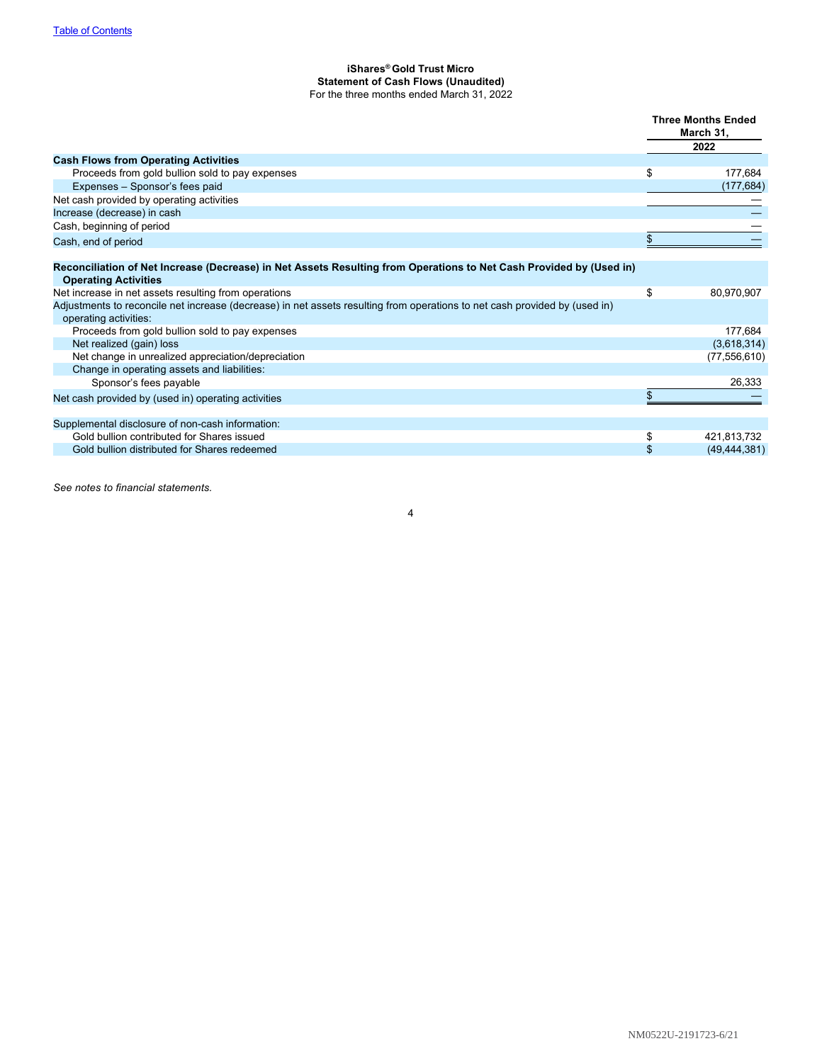[Table of Contents](#)

**iShares® Gold Trust Micro**
**Statement of Cash Flows (Unaudited)**
For the three months ended March 31, 2022

| | Three Months Ended March 31, 2022 |
|---|---|
| **Cash Flows from Operating Activities** | |
| Proceeds from gold bullion sold to pay expenses | $ 177,684 |
| Expenses – Sponsor's fees paid | (177,684) |
| Net cash provided by operating activities | — |
| Increase (decrease) in cash | — |
| Cash, beginning of period | — |
| Cash, end of period | $ — |
| | |
| **Reconciliation of Net Increase (Decrease) in Net Assets Resulting from Operations to Net Cash Provided by (Used in) Operating Activities** | |
| Net increase in net assets resulting from operations | $ 80,970,907 |
| Adjustments to reconcile net increase (decrease) in net assets resulting from operations to net cash provided by (used in) operating activities: | |
| Proceeds from gold bullion sold to pay expenses | 177,684 |
| Net realized (gain) loss | (3,618,314) |
| Net change in unrealized appreciation/depreciation | (77,556,610) |
| Change in operating assets and liabilities: | |
| Sponsor's fees payable | 26,333 |
| Net cash provided by (used in) operating activities | $ — |
| | |
| Supplemental disclosure of non-cash information: | |
| Gold bullion contributed for Shares issued | $ 421,813,732 |
| Gold bullion distributed for Shares redeemed | $ (49,444,381) |

*See notes to financial statements.*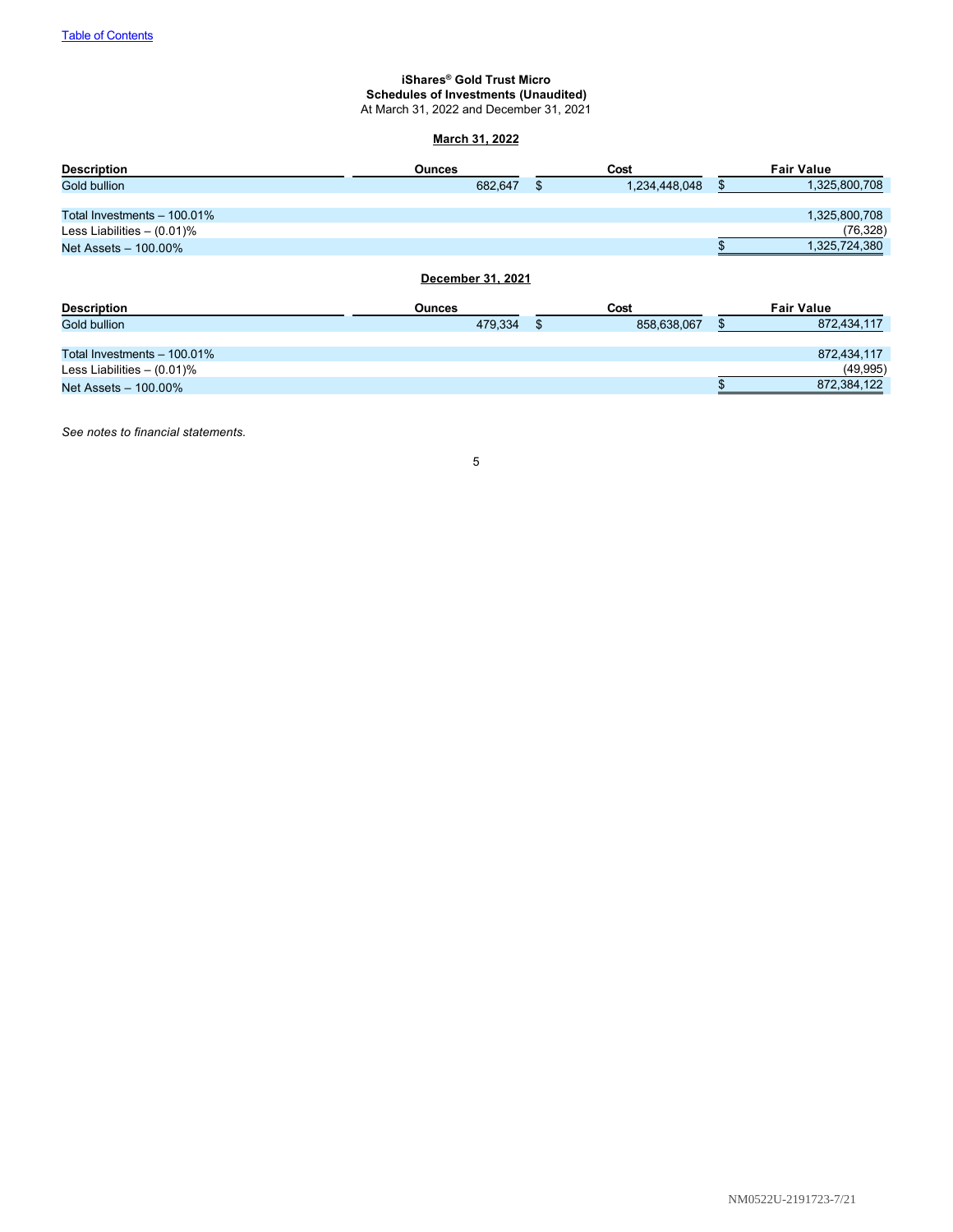[Table of Contents](#)

**iShares® Gold Trust Micro**
**Schedules of Investments (Unaudited)**
At March 31, 2022 and December 31, 2021

**March 31, 2022**

| Description | Ounces | Cost | Fair Value |
|---|---|---|---|
| Gold bullion | 682,647 | $ 1,234,448,048 | $ 1,325,800,708 |
| | | | |
| Total Investments – 100.01% | | | 1,325,800,708 |
| Less Liabilities – (0.01)% | | | (76,328) |
| Net Assets – 100.00% | | | $ 1,325,724,380 |

**December 31, 2021**

| Description | Ounces | Cost | Fair Value |
|---|---|---|---|
| Gold bullion | 479,334 | $ 858,638,067 | $ 872,434,117 |
| | | | |
| Total Investments – 100.01% | | | 872,434,117 |
| Less Liabilities – (0.01)% | | | (49,995) |
| Net Assets – 100.00% | | | $ 872,384,122 |

*See notes to financial statements.*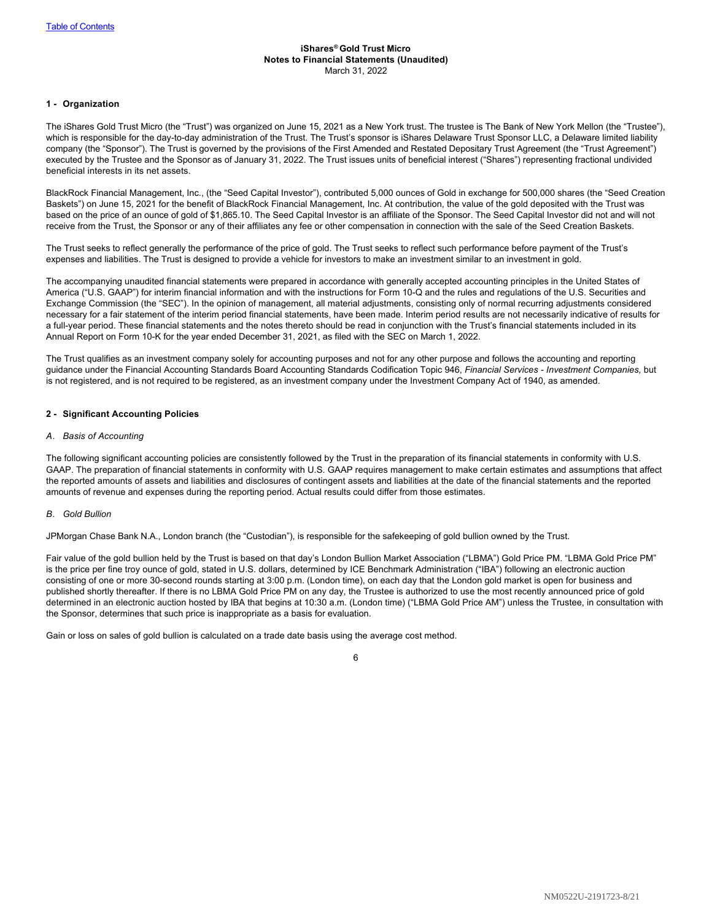**iShares® Gold Trust Micro**
**Notes to Financial Statements (Unaudited)**
March 31, 2022

## 1 - Organization

The iShares Gold Trust Micro (the "Trust") was organized on June 15, 2021 as a New York trust. The trustee is The Bank of New York Mellon (the "Trustee"), which is responsible for the day-to-day administration of the Trust. The Trust's sponsor is iShares Delaware Trust Sponsor LLC, a Delaware limited liability company (the "Sponsor"). The Trust is governed by the provisions of the First Amended and Restated Depositary Trust Agreement (the "Trust Agreement") executed by the Trustee and the Sponsor as of January 31, 2022. The Trust issues units of beneficial interest ("Shares") representing fractional undivided beneficial interests in its net assets.

BlackRock Financial Management, Inc., (the "Seed Capital Investor"), contributed 5,000 ounces of Gold in exchange for 500,000 shares (the "Seed Creation Baskets") on June 15, 2021 for the benefit of BlackRock Financial Management, Inc. At contribution, the value of the gold deposited with the Trust was based on the price of an ounce of gold of $1,865.10. The Seed Capital Investor is an affiliate of the Sponsor. The Seed Capital Investor did not and will not receive from the Trust, the Sponsor or any of their affiliates any fee or other compensation in connection with the sale of the Seed Creation Baskets.

The Trust seeks to reflect generally the performance of the price of gold. The Trust seeks to reflect such performance before payment of the Trust's expenses and liabilities. The Trust is designed to provide a vehicle for investors to make an investment similar to an investment in gold.

The accompanying unaudited financial statements were prepared in accordance with generally accepted accounting principles in the United States of America ("U.S. GAAP") for interim financial information and with the instructions for Form 10-Q and the rules and regulations of the U.S. Securities and Exchange Commission (the "SEC"). In the opinion of management, all material adjustments, consisting only of normal recurring adjustments considered necessary for a fair statement of the interim period financial statements, have been made. Interim period results are not necessarily indicative of results for a full-year period. These financial statements and the notes thereto should be read in conjunction with the Trust's financial statements included in its Annual Report on Form 10-K for the year ended December 31, 2021, as filed with the SEC on March 1, 2022.

The Trust qualifies as an investment company solely for accounting purposes and not for any other purpose and follows the accounting and reporting guidance under the Financial Accounting Standards Board Accounting Standards Codification Topic 946, *Financial Services - Investment Companies,* but is not registered, and is not required to be registered, as an investment company under the Investment Company Act of 1940, as amended.

## 2 - Significant Accounting Policies

### *A. Basis of Accounting*

The following significant accounting policies are consistently followed by the Trust in the preparation of its financial statements in conformity with U.S. GAAP. The preparation of financial statements in conformity with U.S. GAAP requires management to make certain estimates and assumptions that affect the reported amounts of assets and liabilities and disclosures of contingent assets and liabilities at the date of the financial statements and the reported amounts of revenue and expenses during the reporting period. Actual results could differ from those estimates.

### *B. Gold Bullion*

JPMorgan Chase Bank N.A., London branch (the "Custodian"), is responsible for the safekeeping of gold bullion owned by the Trust.

Fair value of the gold bullion held by the Trust is based on that day's London Bullion Market Association ("LBMA") Gold Price PM. "LBMA Gold Price PM" is the price per fine troy ounce of gold, stated in U.S. dollars, determined by ICE Benchmark Administration ("IBA") following an electronic auction consisting of one or more 30-second rounds starting at 3:00 p.m. (London time), on each day that the London gold market is open for business and published shortly thereafter. If there is no LBMA Gold Price PM on any day, the Trustee is authorized to use the most recently announced price of gold determined in an electronic auction hosted by IBA that begins at 10:30 a.m. (London time) ("LBMA Gold Price AM") unless the Trustee, in consultation with the Sponsor, determines that such price is inappropriate as a basis for evaluation.

Gain or loss on sales of gold bullion is calculated on a trade date basis using the average cost method.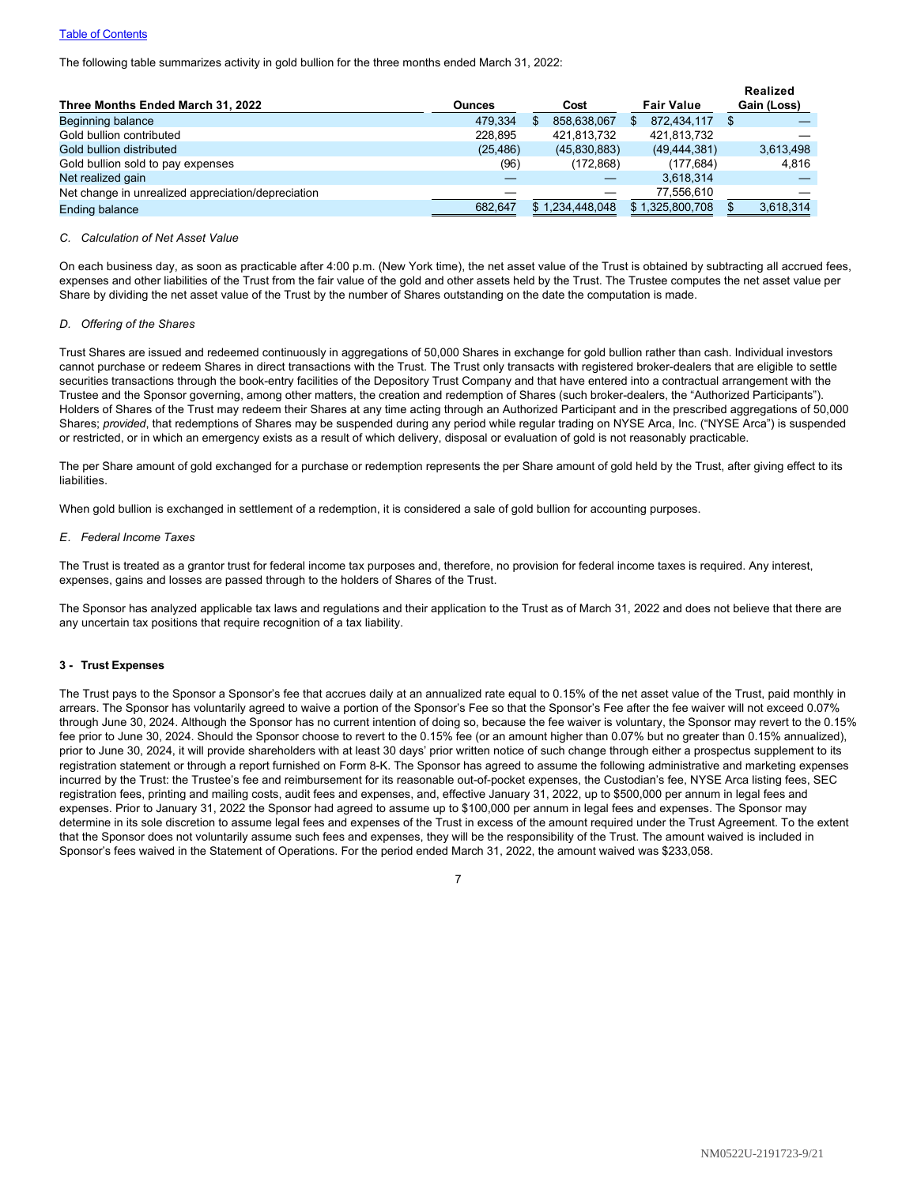The following table summarizes activity in gold bullion for the three months ended March 31, 2022:

| Three Months Ended March 31, 2022 | Ounces | Cost | Fair Value | Realized Gain (Loss) |
|---|---|---|---|---|
| Beginning balance | 479,334 | $ 858,638,067 | $ 872,434,117 | $ — |
| Gold bullion contributed | 228,895 | 421,813,732 | 421,813,732 | — |
| Gold bullion distributed | (25,486) | (45,830,883) | (49,444,381) | 3,613,498 |
| Gold bullion sold to pay expenses | (96) | (172,868) | (177,684) | 4,816 |
| Net realized gain | — | — | 3,618,314 | — |
| Net change in unrealized appreciation/depreciation | — | — | 77,556,610 | — |
| Ending balance | 682,647 | $ 1,234,448,048 | $ 1,325,800,708 | $ 3,618,314 |

*C. Calculation of Net Asset Value*

On each business day, as soon as practicable after 4:00 p.m. (New York time), the net asset value of the Trust is obtained by subtracting all accrued fees, expenses and other liabilities of the Trust from the fair value of the gold and other assets held by the Trust. The Trustee computes the net asset value per Share by dividing the net asset value of the Trust by the number of Shares outstanding on the date the computation is made.

*D. Offering of the Shares*

Trust Shares are issued and redeemed continuously in aggregations of 50,000 Shares in exchange for gold bullion rather than cash. Individual investors cannot purchase or redeem Shares in direct transactions with the Trust. The Trust only transacts with registered broker-dealers that are eligible to settle securities transactions through the book-entry facilities of the Depository Trust Company and that have entered into a contractual arrangement with the Trustee and the Sponsor governing, among other matters, the creation and redemption of Shares (such broker-dealers, the "Authorized Participants"). Holders of Shares of the Trust may redeem their Shares at any time acting through an Authorized Participant and in the prescribed aggregations of 50,000 Shares; *provided*, that redemptions of Shares may be suspended during any period while regular trading on NYSE Arca, Inc. ("NYSE Arca") is suspended or restricted, or in which an emergency exists as a result of which delivery, disposal or evaluation of gold is not reasonably practicable.

The per Share amount of gold exchanged for a purchase or redemption represents the per Share amount of gold held by the Trust, after giving effect to its liabilities.

When gold bullion is exchanged in settlement of a redemption, it is considered a sale of gold bullion for accounting purposes.

*E. Federal Income Taxes*

The Trust is treated as a grantor trust for federal income tax purposes and, therefore, no provision for federal income taxes is required. Any interest, expenses, gains and losses are passed through to the holders of Shares of the Trust.

The Sponsor has analyzed applicable tax laws and regulations and their application to the Trust as of March 31, 2022 and does not believe that there are any uncertain tax positions that require recognition of a tax liability.

### 3 - Trust Expenses

The Trust pays to the Sponsor a Sponsor's fee that accrues daily at an annualized rate equal to 0.15% of the net asset value of the Trust, paid monthly in arrears. The Sponsor has voluntarily agreed to waive a portion of the Sponsor's Fee so that the Sponsor's Fee after the fee waiver will not exceed 0.07% through June 30, 2024. Although the Sponsor has no current intention of doing so, because the fee waiver is voluntary, the Sponsor may revert to the 0.15% fee prior to June 30, 2024. Should the Sponsor choose to revert to the 0.15% fee (or an amount higher than 0.07% but no greater than 0.15% annualized), prior to June 30, 2024, it will provide shareholders with at least 30 days' prior written notice of such change through either a prospectus supplement to its registration statement or through a report furnished on Form 8-K. The Sponsor has agreed to assume the following administrative and marketing expenses incurred by the Trust: the Trustee's fee and reimbursement for its reasonable out-of-pocket expenses, the Custodian's fee, NYSE Arca listing fees, SEC registration fees, printing and mailing costs, audit fees and expenses, and, effective January 31, 2022, up to $500,000 per annum in legal fees and expenses. Prior to January 31, 2022 the Sponsor had agreed to assume up to $100,000 per annum in legal fees and expenses. The Sponsor may determine in its sole discretion to assume legal fees and expenses of the Trust in excess of the amount required under the Trust Agreement. To the extent that the Sponsor does not voluntarily assume such fees and expenses, they will be the responsibility of the Trust. The amount waived is included in Sponsor's fees waived in the Statement of Operations. For the period ended March 31, 2022, the amount waived was $233,058.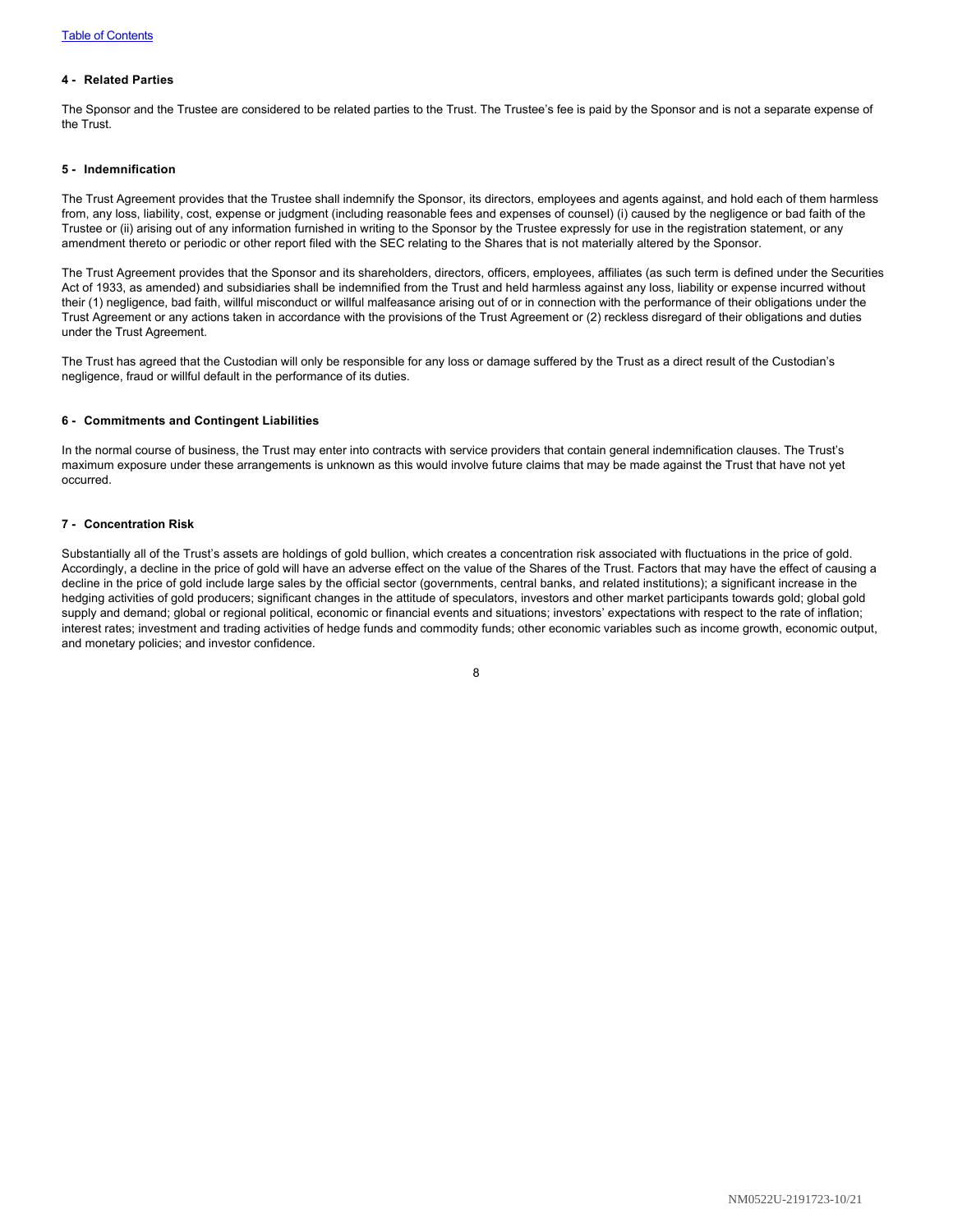#### 4 - Related Parties

The Sponsor and the Trustee are considered to be related parties to the Trust. The Trustee's fee is paid by the Sponsor and is not a separate expense of the Trust.

#### 5 - Indemnification

The Trust Agreement provides that the Trustee shall indemnify the Sponsor, its directors, employees and agents against, and hold each of them harmless from, any loss, liability, cost, expense or judgment (including reasonable fees and expenses of counsel) (i) caused by the negligence or bad faith of the Trustee or (ii) arising out of any information furnished in writing to the Sponsor by the Trustee expressly for use in the registration statement, or any amendment thereto or periodic or other report filed with the SEC relating to the Shares that is not materially altered by the Sponsor.

The Trust Agreement provides that the Sponsor and its shareholders, directors, officers, employees, affiliates (as such term is defined under the Securities Act of 1933, as amended) and subsidiaries shall be indemnified from the Trust and held harmless against any loss, liability or expense incurred without their (1) negligence, bad faith, willful misconduct or willful malfeasance arising out of or in connection with the performance of their obligations under the Trust Agreement or any actions taken in accordance with the provisions of the Trust Agreement or (2) reckless disregard of their obligations and duties under the Trust Agreement.

The Trust has agreed that the Custodian will only be responsible for any loss or damage suffered by the Trust as a direct result of the Custodian's negligence, fraud or willful default in the performance of its duties.

#### 6 - Commitments and Contingent Liabilities

In the normal course of business, the Trust may enter into contracts with service providers that contain general indemnification clauses. The Trust's maximum exposure under these arrangements is unknown as this would involve future claims that may be made against the Trust that have not yet occurred.

#### 7 - Concentration Risk

Substantially all of the Trust's assets are holdings of gold bullion, which creates a concentration risk associated with fluctuations in the price of gold. Accordingly, a decline in the price of gold will have an adverse effect on the value of the Shares of the Trust. Factors that may have the effect of causing a decline in the price of gold include large sales by the official sector (governments, central banks, and related institutions); a significant increase in the hedging activities of gold producers; significant changes in the attitude of speculators, investors and other market participants towards gold; global gold supply and demand; global or regional political, economic or financial events and situations; investors' expectations with respect to the rate of inflation; interest rates; investment and trading activities of hedge funds and commodity funds; other economic variables such as income growth, economic output, and monetary policies; and investor confidence.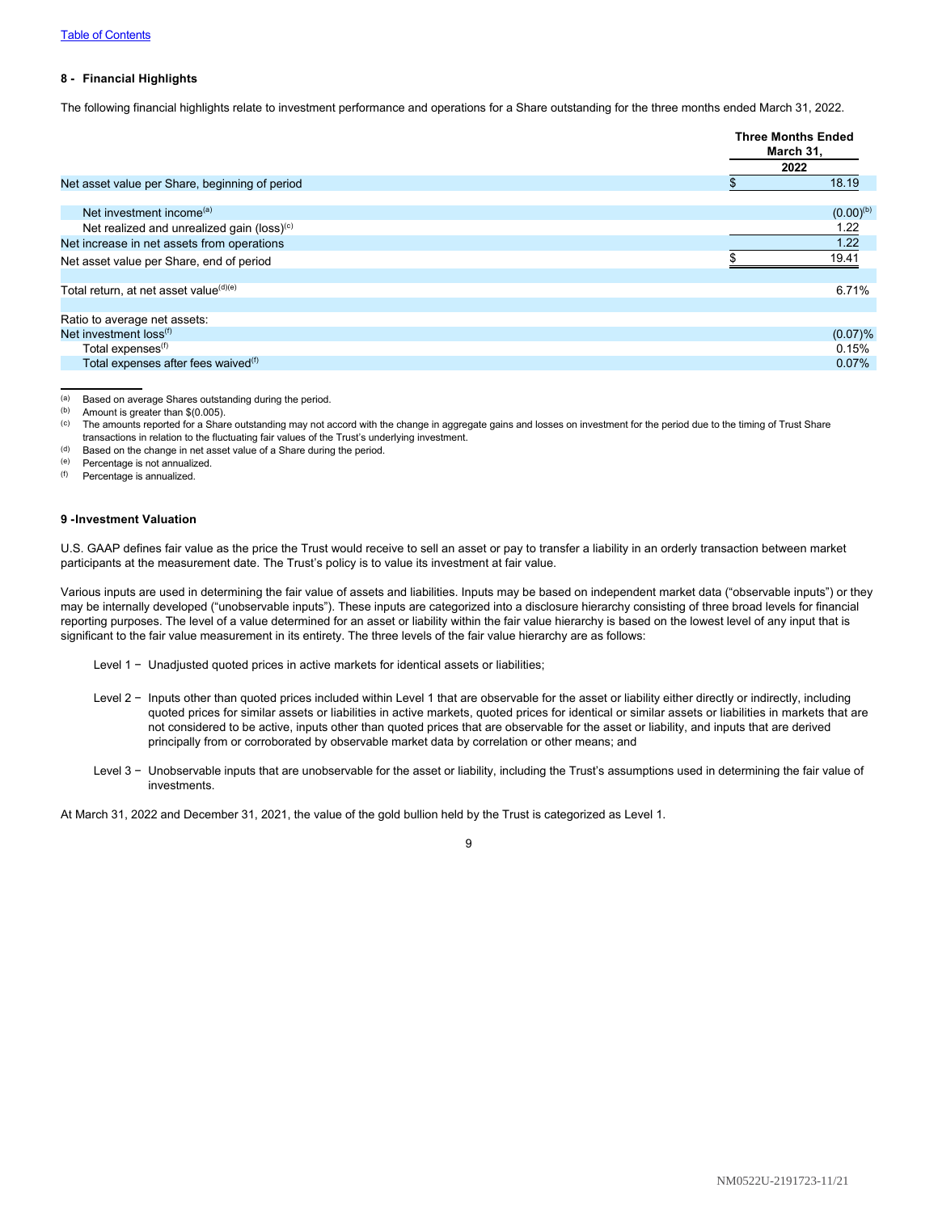## 8 - Financial Highlights

The following financial highlights relate to investment performance and operations for a Share outstanding for the three months ended March 31, 2022.

| | Three Months Ended March 31, 2022 |
|---|---|
| Net asset value per Share, beginning of period | $ 18.19 |
| Net investment income[(a)] | (0.00)[(b)] |
| Net realized and unrealized gain (loss)[(c)] | 1.22 |
| Net increase in net assets from operations | 1.22 |
| Net asset value per Share, end of period | $ 19.41 |
| Total return, at net asset value[(d)(e)] | 6.71% |
| Ratio to average net assets: | |
| Net investment loss[(f)] | (0.07)% |
| Total expenses[(f)] | 0.15% |
| Total expenses after fees waived[(f)] | 0.07% |

(a) Based on average Shares outstanding during the period.
(b) Amount is greater than $(0.005).
(c) The amounts reported for a Share outstanding may not accord with the change in aggregate gains and losses on investment for the period due to the timing of Trust Share transactions in relation to the fluctuating fair values of the Trust's underlying investment.
(d) Based on the change in net asset value of a Share during the period.
(e) Percentage is not annualized.
(f) Percentage is annualized.

## 9 -Investment Valuation

U.S. GAAP defines fair value as the price the Trust would receive to sell an asset or pay to transfer a liability in an orderly transaction between market participants at the measurement date. The Trust's policy is to value its investment at fair value.

Various inputs are used in determining the fair value of assets and liabilities. Inputs may be based on independent market data ("observable inputs") or they may be internally developed ("unobservable inputs"). These inputs are categorized into a disclosure hierarchy consisting of three broad levels for financial reporting purposes. The level of a value determined for an asset or liability within the fair value hierarchy is based on the lowest level of any input that is significant to the fair value measurement in its entirety. The three levels of the fair value hierarchy are as follows:

Level 1 − Unadjusted quoted prices in active markets for identical assets or liabilities;

Level 2 − Inputs other than quoted prices included within Level 1 that are observable for the asset or liability either directly or indirectly, including quoted prices for similar assets or liabilities in active markets, quoted prices for identical or similar assets or liabilities in markets that are not considered to be active, inputs other than quoted prices that are observable for the asset or liability, and inputs that are derived principally from or corroborated by observable market data by correlation or other means; and

Level 3 − Unobservable inputs that are unobservable for the asset or liability, including the Trust's assumptions used in determining the fair value of investments.

At March 31, 2022 and December 31, 2021, the value of the gold bullion held by the Trust is categorized as Level 1.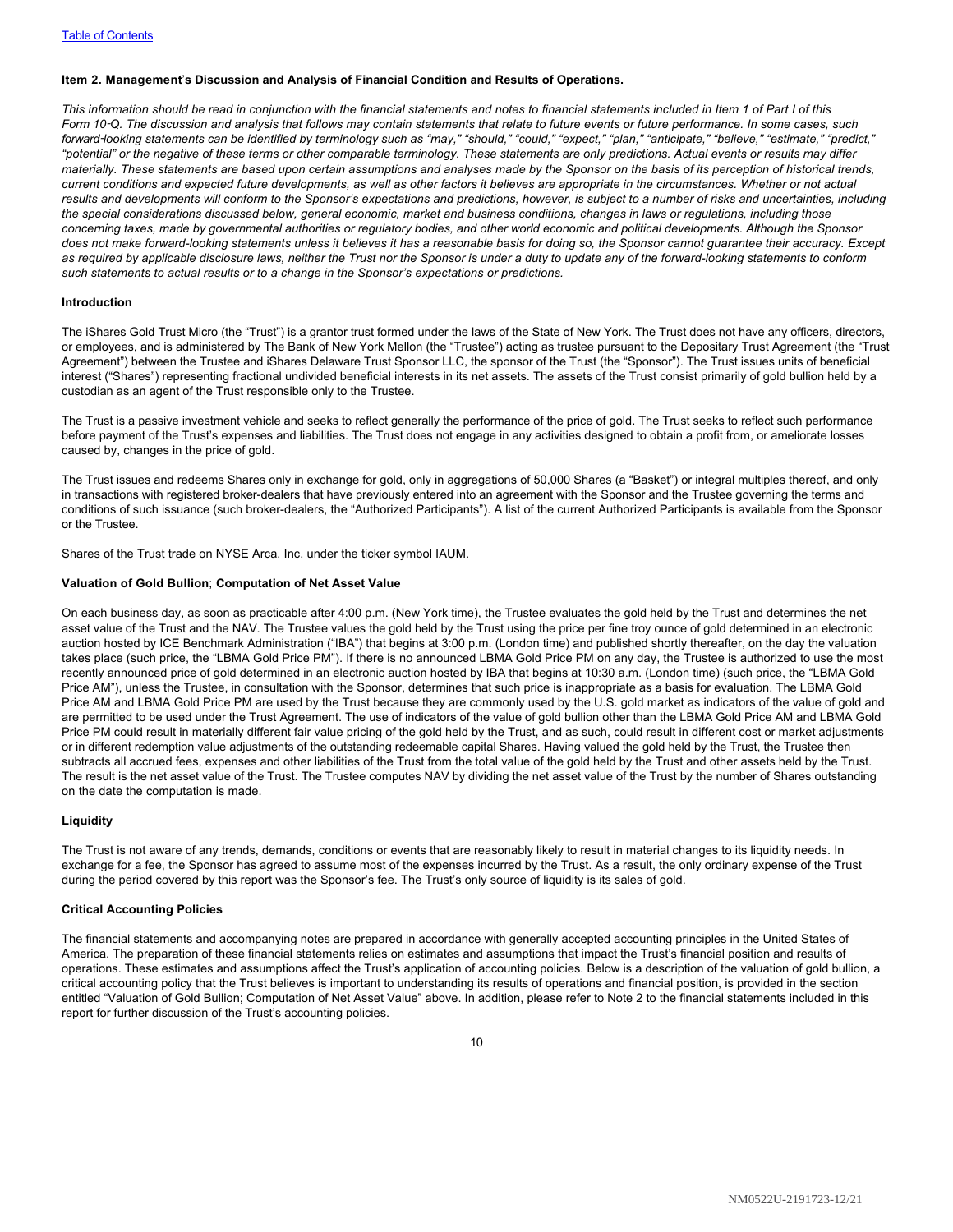### Item 2. Management's Discussion and Analysis of Financial Condition and Results of Operations.

*This information should be read in conjunction with the financial statements and notes to financial statements included in Item 1 of Part I of this Form 10-Q. The discussion and analysis that follows may contain statements that relate to future events or future performance. In some cases, such forward-looking statements can be identified by terminology such as "may," "should," "could," "expect," "plan," "anticipate," "believe," "estimate," "predict," "potential" or the negative of these terms or other comparable terminology. These statements are only predictions. Actual events or results may differ materially. These statements are based upon certain assumptions and analyses made by the Sponsor on the basis of its perception of historical trends, current conditions and expected future developments, as well as other factors it believes are appropriate in the circumstances. Whether or not actual results and developments will conform to the Sponsor's expectations and predictions, however, is subject to a number of risks and uncertainties, including the special considerations discussed below, general economic, market and business conditions, changes in laws or regulations, including those concerning taxes, made by governmental authorities or regulatory bodies, and other world economic and political developments. Although the Sponsor does not make forward-looking statements unless it believes it has a reasonable basis for doing so, the Sponsor cannot guarantee their accuracy. Except as required by applicable disclosure laws, neither the Trust nor the Sponsor is under a duty to update any of the forward-looking statements to conform such statements to actual results or to a change in the Sponsor's expectations or predictions.*

#### Introduction

The iShares Gold Trust Micro (the "Trust") is a grantor trust formed under the laws of the State of New York. The Trust does not have any officers, directors, or employees, and is administered by The Bank of New York Mellon (the "Trustee") acting as trustee pursuant to the Depositary Trust Agreement (the "Trust Agreement") between the Trustee and iShares Delaware Trust Sponsor LLC, the sponsor of the Trust (the "Sponsor"). The Trust issues units of beneficial interest ("Shares") representing fractional undivided beneficial interests in its net assets. The assets of the Trust consist primarily of gold bullion held by a custodian as an agent of the Trust responsible only to the Trustee.

The Trust is a passive investment vehicle and seeks to reflect generally the performance of the price of gold. The Trust seeks to reflect such performance before payment of the Trust's expenses and liabilities. The Trust does not engage in any activities designed to obtain a profit from, or ameliorate losses caused by, changes in the price of gold.

The Trust issues and redeems Shares only in exchange for gold, only in aggregations of 50,000 Shares (a "Basket") or integral multiples thereof, and only in transactions with registered broker-dealers that have previously entered into an agreement with the Sponsor and the Trustee governing the terms and conditions of such issuance (such broker-dealers, the "Authorized Participants"). A list of the current Authorized Participants is available from the Sponsor or the Trustee.

Shares of the Trust trade on NYSE Arca, Inc. under the ticker symbol IAUM.

#### Valuation of Gold Bullion; Computation of Net Asset Value

On each business day, as soon as practicable after 4:00 p.m. (New York time), the Trustee evaluates the gold held by the Trust and determines the net asset value of the Trust and the NAV. The Trustee values the gold held by the Trust using the price per fine troy ounce of gold determined in an electronic auction hosted by ICE Benchmark Administration ("IBA") that begins at 3:00 p.m. (London time) and published shortly thereafter, on the day the valuation takes place (such price, the "LBMA Gold Price PM"). If there is no announced LBMA Gold Price PM on any day, the Trustee is authorized to use the most recently announced price of gold determined in an electronic auction hosted by IBA that begins at 10:30 a.m. (London time) (such price, the "LBMA Gold Price AM"), unless the Trustee, in consultation with the Sponsor, determines that such price is inappropriate as a basis for evaluation. The LBMA Gold Price AM and LBMA Gold Price PM are used by the Trust because they are commonly used by the U.S. gold market as indicators of the value of gold and are permitted to be used under the Trust Agreement. The use of indicators of the value of gold bullion other than the LBMA Gold Price AM and LBMA Gold Price PM could result in materially different fair value pricing of the gold held by the Trust, and as such, could result in different cost or market adjustments or in different redemption value adjustments of the outstanding redeemable capital Shares. Having valued the gold held by the Trust, the Trustee then subtracts all accrued fees, expenses and other liabilities of the Trust from the total value of the gold held by the Trust and other assets held by the Trust. The result is the net asset value of the Trust. The Trustee computes NAV by dividing the net asset value of the Trust by the number of Shares outstanding on the date the computation is made.

#### Liquidity

The Trust is not aware of any trends, demands, conditions or events that are reasonably likely to result in material changes to its liquidity needs. In exchange for a fee, the Sponsor has agreed to assume most of the expenses incurred by the Trust. As a result, the only ordinary expense of the Trust during the period covered by this report was the Sponsor's fee. The Trust's only source of liquidity is its sales of gold.

#### Critical Accounting Policies

The financial statements and accompanying notes are prepared in accordance with generally accepted accounting principles in the United States of America. The preparation of these financial statements relies on estimates and assumptions that impact the Trust's financial position and results of operations. These estimates and assumptions affect the Trust's application of accounting policies. Below is a description of the valuation of gold bullion, a critical accounting policy that the Trust believes is important to understanding its results of operations and financial position, is provided in the section entitled "Valuation of Gold Bullion; Computation of Net Asset Value" above. In addition, please refer to Note 2 to the financial statements included in this report for further discussion of the Trust's accounting policies.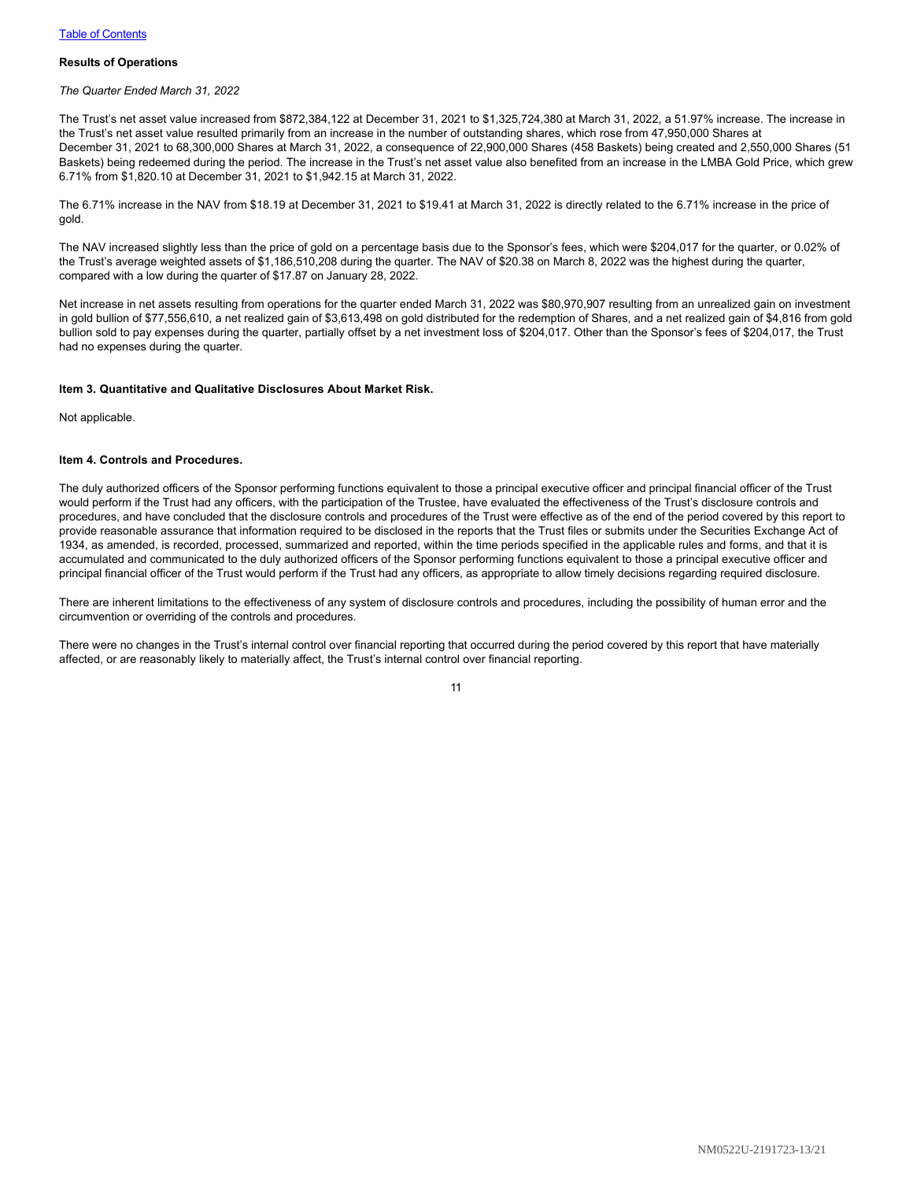**Results of Operations**

*The Quarter Ended March 31, 2022*

The Trust's net asset value increased from $872,384,122 at December 31, 2021 to $1,325,724,380 at March 31, 2022, a 51.97% increase. The increase in the Trust's net asset value resulted primarily from an increase in the number of outstanding shares, which rose from 47,950,000 Shares at December 31, 2021 to 68,300,000 Shares at March 31, 2022, a consequence of 22,900,000 Shares (458 Baskets) being created and 2,550,000 Shares (51 Baskets) being redeemed during the period. The increase in the Trust's net asset value also benefited from an increase in the LMBA Gold Price, which grew 6.71% from $1,820.10 at December 31, 2021 to $1,942.15 at March 31, 2022.

The 6.71% increase in the NAV from $18.19 at December 31, 2021 to $19.41 at March 31, 2022 is directly related to the 6.71% increase in the price of gold.

The NAV increased slightly less than the price of gold on a percentage basis due to the Sponsor's fees, which were $204,017 for the quarter, or 0.02% of the Trust's average weighted assets of $1,186,510,208 during the quarter. The NAV of $20.38 on March 8, 2022 was the highest during the quarter, compared with a low during the quarter of $17.87 on January 28, 2022.

Net increase in net assets resulting from operations for the quarter ended March 31, 2022 was $80,970,907 resulting from an unrealized gain on investment in gold bullion of $77,556,610, a net realized gain of $3,613,498 on gold distributed for the redemption of Shares, and a net realized gain of $4,816 from gold bullion sold to pay expenses during the quarter, partially offset by a net investment loss of $204,017. Other than the Sponsor's fees of $204,017, the Trust had no expenses during the quarter.

**Item 3. Quantitative and Qualitative Disclosures About Market Risk.**

Not applicable.

**Item 4. Controls and Procedures.**

The duly authorized officers of the Sponsor performing functions equivalent to those a principal executive officer and principal financial officer of the Trust would perform if the Trust had any officers, with the participation of the Trustee, have evaluated the effectiveness of the Trust's disclosure controls and procedures, and have concluded that the disclosure controls and procedures of the Trust were effective as of the end of the period covered by this report to provide reasonable assurance that information required to be disclosed in the reports that the Trust files or submits under the Securities Exchange Act of 1934, as amended, is recorded, processed, summarized and reported, within the time periods specified in the applicable rules and forms, and that it is accumulated and communicated to the duly authorized officers of the Sponsor performing functions equivalent to those a principal executive officer and principal financial officer of the Trust would perform if the Trust had any officers, as appropriate to allow timely decisions regarding required disclosure.

There are inherent limitations to the effectiveness of any system of disclosure controls and procedures, including the possibility of human error and the circumvention or overriding of the controls and procedures.

There were no changes in the Trust's internal control over financial reporting that occurred during the period covered by this report that have materially affected, or are reasonably likely to materially affect, the Trust's internal control over financial reporting.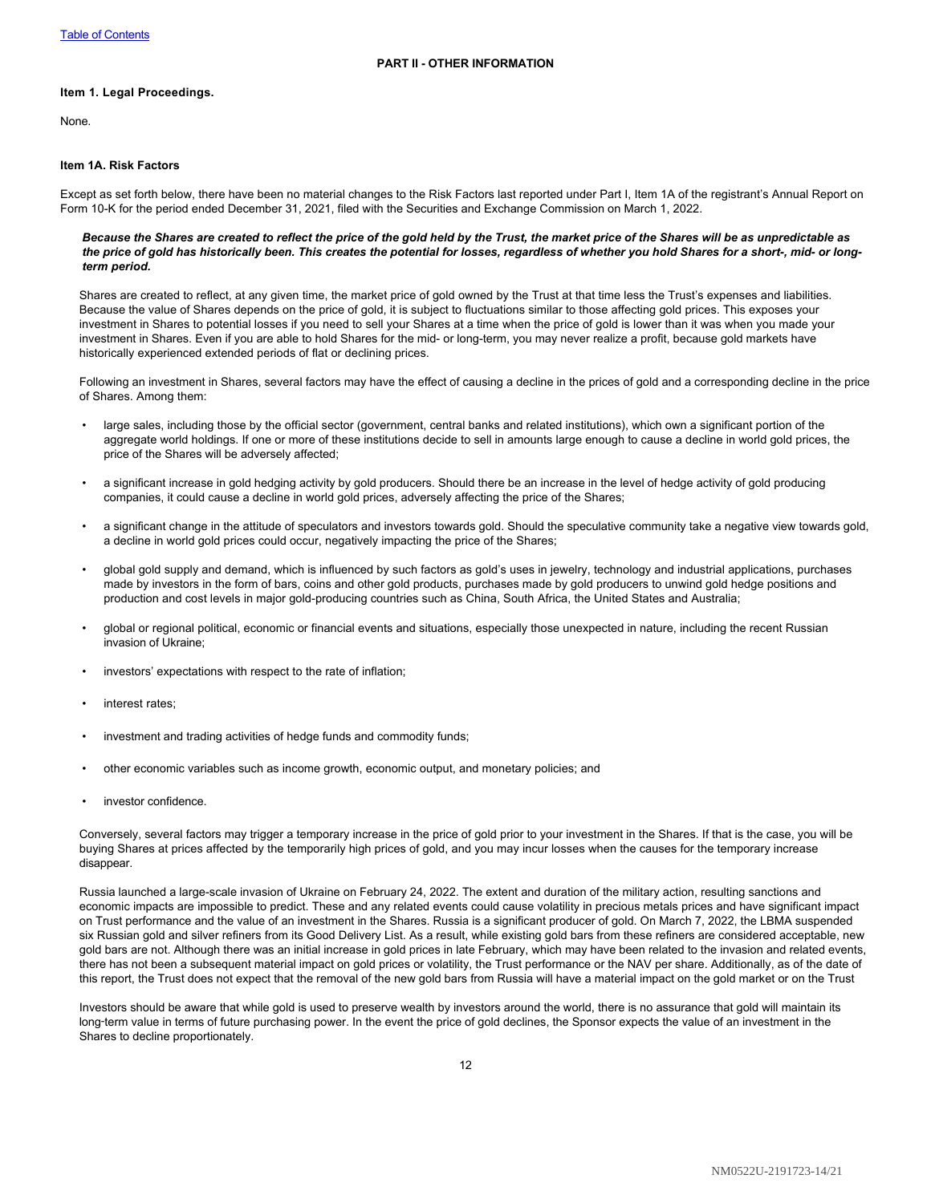## PART II - OTHER INFORMATION

### Item 1. Legal Proceedings.

None.

### Item 1A. Risk Factors

Except as set forth below, there have been no material changes to the Risk Factors last reported under Part I, Item 1A of the registrant's Annual Report on Form 10-K for the period ended December 31, 2021, filed with the Securities and Exchange Commission on March 1, 2022.

***Because the Shares are created to reflect the price of the gold held by the Trust, the market price of the Shares will be as unpredictable as the price of gold has historically been. This creates the potential for losses, regardless of whether you hold Shares for a short-, mid- or long-term period.***

Shares are created to reflect, at any given time, the market price of gold owned by the Trust at that time less the Trust's expenses and liabilities. Because the value of Shares depends on the price of gold, it is subject to fluctuations similar to those affecting gold prices. This exposes your investment in Shares to potential losses if you need to sell your Shares at a time when the price of gold is lower than it was when you made your investment in Shares. Even if you are able to hold Shares for the mid- or long-term, you may never realize a profit, because gold markets have historically experienced extended periods of flat or declining prices.

Following an investment in Shares, several factors may have the effect of causing a decline in the prices of gold and a corresponding decline in the price of Shares. Among them:

- large sales, including those by the official sector (government, central banks and related institutions), which own a significant portion of the aggregate world holdings. If one or more of these institutions decide to sell in amounts large enough to cause a decline in world gold prices, the price of the Shares will be adversely affected;
- a significant increase in gold hedging activity by gold producers. Should there be an increase in the level of hedge activity of gold producing companies, it could cause a decline in world gold prices, adversely affecting the price of the Shares;
- a significant change in the attitude of speculators and investors towards gold. Should the speculative community take a negative view towards gold, a decline in world gold prices could occur, negatively impacting the price of the Shares;
- global gold supply and demand, which is influenced by such factors as gold's uses in jewelry, technology and industrial applications, purchases made by investors in the form of bars, coins and other gold products, purchases made by gold producers to unwind gold hedge positions and production and cost levels in major gold-producing countries such as China, South Africa, the United States and Australia;
- global or regional political, economic or financial events and situations, especially those unexpected in nature, including the recent Russian invasion of Ukraine;
- investors' expectations with respect to the rate of inflation;
- interest rates;
- investment and trading activities of hedge funds and commodity funds;
- other economic variables such as income growth, economic output, and monetary policies; and
- investor confidence.

Conversely, several factors may trigger a temporary increase in the price of gold prior to your investment in the Shares. If that is the case, you will be buying Shares at prices affected by the temporarily high prices of gold, and you may incur losses when the causes for the temporary increase disappear.

Russia launched a large-scale invasion of Ukraine on February 24, 2022. The extent and duration of the military action, resulting sanctions and economic impacts are impossible to predict. These and any related events could cause volatility in precious metals prices and have significant impact on Trust performance and the value of an investment in the Shares. Russia is a significant producer of gold. On March 7, 2022, the LBMA suspended six Russian gold and silver refiners from its Good Delivery List. As a result, while existing gold bars from these refiners are considered acceptable, new gold bars are not. Although there was an initial increase in gold prices in late February, which may have been related to the invasion and related events, there has not been a subsequent material impact on gold prices or volatility, the Trust performance or the NAV per share. Additionally, as of the date of this report, the Trust does not expect that the removal of the new gold bars from Russia will have a material impact on the gold market or on the Trust

Investors should be aware that while gold is used to preserve wealth by investors around the world, there is no assurance that gold will maintain its long-term value in terms of future purchasing power. In the event the price of gold declines, the Sponsor expects the value of an investment in the Shares to decline proportionately.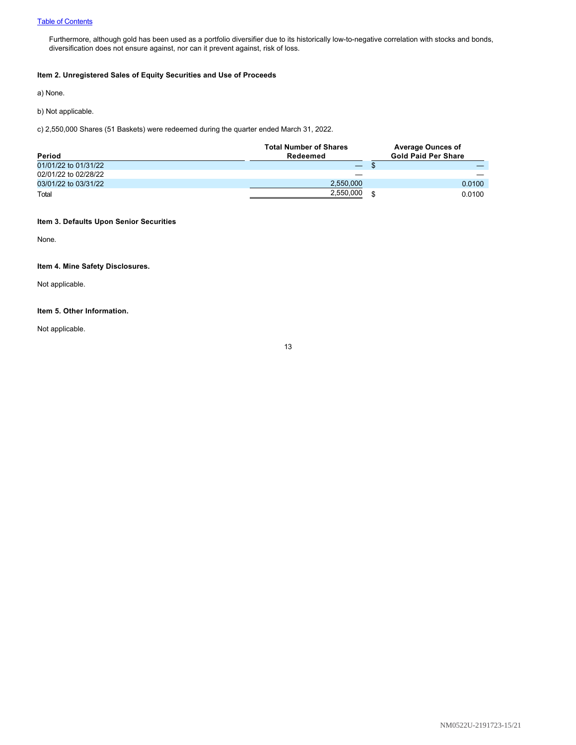Furthermore, although gold has been used as a portfolio diversifier due to its historically low-to-negative correlation with stocks and bonds, diversification does not ensure against, nor can it prevent against, risk of loss.

### Item 2. Unregistered Sales of Equity Securities and Use of Proceeds

a) None.

b) Not applicable.

c) 2,550,000 Shares (51 Baskets) were redeemed during the quarter ended March 31, 2022.

| Period | Total Number of Shares Redeemed | Average Ounces of Gold Paid Per Share |
|---|---|---|
| 01/01/22 to 01/31/22 | — | $ — |
| 02/01/22 to 02/28/22 | — | — |
| 03/01/22 to 03/31/22 | 2,550,000 | 0.0100 |
| Total | 2,550,000 | $ 0.0100 |

### Item 3. Defaults Upon Senior Securities

None.

### Item 4. Mine Safety Disclosures.

Not applicable.

### Item 5. Other Information.

Not applicable.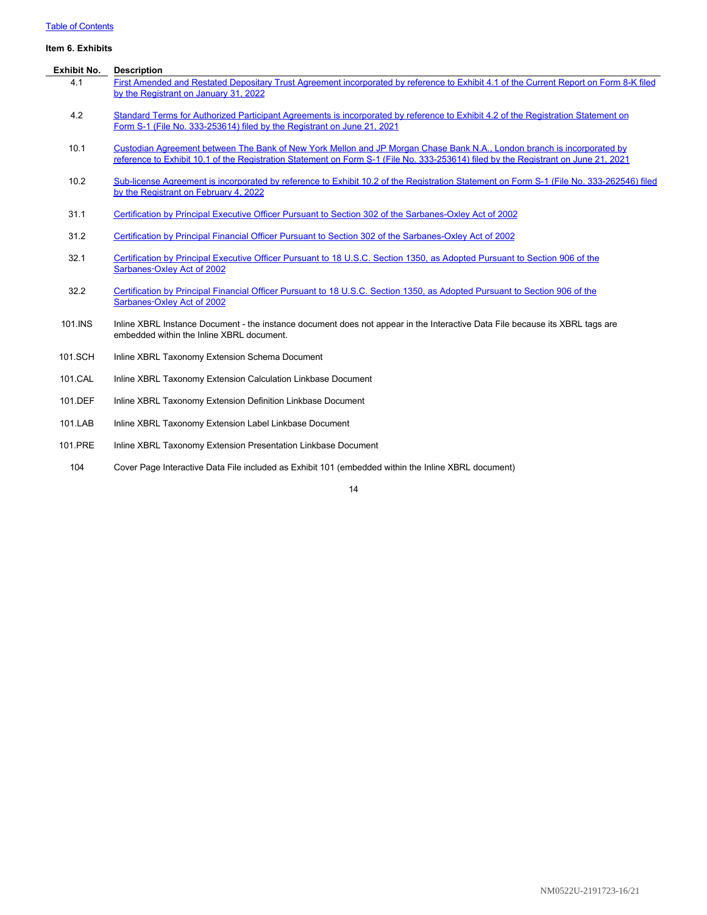[Table of Contents](#)

**Item 6. Exhibits**

| Exhibit No. | Description |
| --- | --- |
| 4.1 | First Amended and Restated Depositary Trust Agreement incorporated by reference to Exhibit 4.1 of the Current Report on Form 8-K filed by the Registrant on January 31, 2022 |
| 4.2 | Standard Terms for Authorized Participant Agreements is incorporated by reference to Exhibit 4.2 of the Registration Statement on Form S-1 (File No. 333-253614) filed by the Registrant on June 21, 2021 |
| 10.1 | Custodian Agreement between The Bank of New York Mellon and JP Morgan Chase Bank N.A., London branch is incorporated by reference to Exhibit 10.1 of the Registration Statement on Form S-1 (File No. 333-253614) filed by the Registrant on June 21, 2021 |
| 10.2 | Sub-license Agreement is incorporated by reference to Exhibit 10.2 of the Registration Statement on Form S-1 (File No. 333-262546) filed by the Registrant on February 4, 2022 |
| 31.1 | Certification by Principal Executive Officer Pursuant to Section 302 of the Sarbanes-Oxley Act of 2002 |
| 31.2 | Certification by Principal Financial Officer Pursuant to Section 302 of the Sarbanes-Oxley Act of 2002 |
| 32.1 | Certification by Principal Executive Officer Pursuant to 18 U.S.C. Section 1350, as Adopted Pursuant to Section 906 of the Sarbanes-Oxley Act of 2002 |
| 32.2 | Certification by Principal Financial Officer Pursuant to 18 U.S.C. Section 1350, as Adopted Pursuant to Section 906 of the Sarbanes-Oxley Act of 2002 |
| 101.INS | Inline XBRL Instance Document - the instance document does not appear in the Interactive Data File because its XBRL tags are embedded within the Inline XBRL document. |
| 101.SCH | Inline XBRL Taxonomy Extension Schema Document |
| 101.CAL | Inline XBRL Taxonomy Extension Calculation Linkbase Document |
| 101.DEF | Inline XBRL Taxonomy Extension Definition Linkbase Document |
| 101.LAB | Inline XBRL Taxonomy Extension Label Linkbase Document |
| 101.PRE | Inline XBRL Taxonomy Extension Presentation Linkbase Document |
| 104 | Cover Page Interactive Data File included as Exhibit 101 (embedded within the Inline XBRL document) |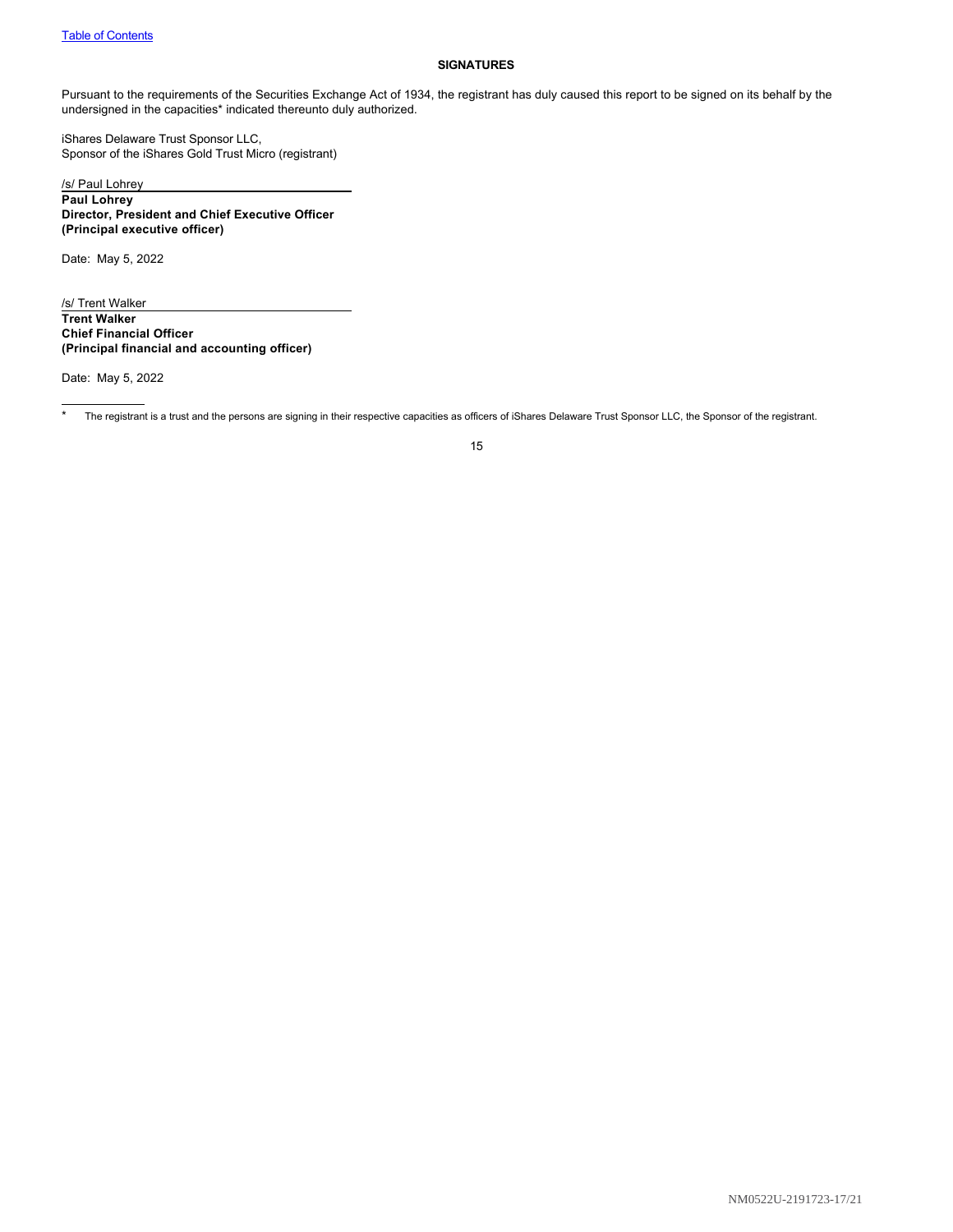## SIGNATURES

Pursuant to the requirements of the Securities Exchange Act of 1934, the registrant has duly caused this report to be signed on its behalf by the undersigned in the capacities* indicated thereunto duly authorized.

iShares Delaware Trust Sponsor LLC,
Sponsor of the iShares Gold Trust Micro (registrant)

/s/ Paul Lohrey
**Paul Lohrey**
**Director, President and Chief Executive Officer**
**(Principal executive officer)**

Date: May 5, 2022

/s/ Trent Walker
**Trent Walker**
**Chief Financial Officer**
**(Principal financial and accounting officer)**

Date: May 5, 2022

* The registrant is a trust and the persons are signing in their respective capacities as officers of iShares Delaware Trust Sponsor LLC, the Sponsor of the registrant.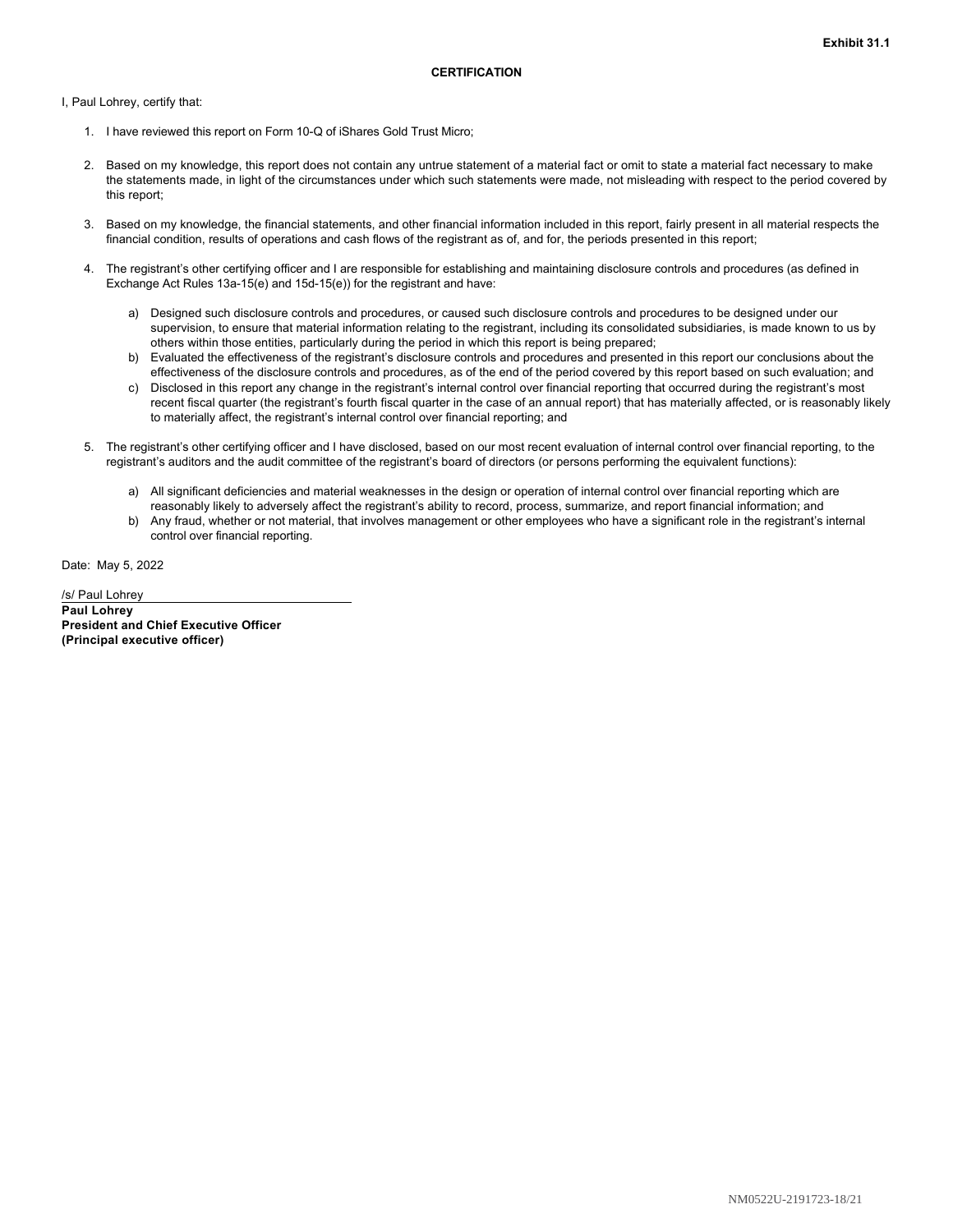**Exhibit 31.1**

**CERTIFICATION**

I, Paul Lohrey, certify that:

1. I have reviewed this report on Form 10-Q of iShares Gold Trust Micro;

2. Based on my knowledge, this report does not contain any untrue statement of a material fact or omit to state a material fact necessary to make the statements made, in light of the circumstances under which such statements were made, not misleading with respect to the period covered by this report;

3. Based on my knowledge, the financial statements, and other financial information included in this report, fairly present in all material respects the financial condition, results of operations and cash flows of the registrant as of, and for, the periods presented in this report;

4. The registrant's other certifying officer and I are responsible for establishing and maintaining disclosure controls and procedures (as defined in Exchange Act Rules 13a-15(e) and 15d-15(e)) for the registrant and have:

    a) Designed such disclosure controls and procedures, or caused such disclosure controls and procedures to be designed under our supervision, to ensure that material information relating to the registrant, including its consolidated subsidiaries, is made known to us by others within those entities, particularly during the period in which this report is being prepared;
    b) Evaluated the effectiveness of the registrant's disclosure controls and procedures and presented in this report our conclusions about the effectiveness of the disclosure controls and procedures, as of the end of the period covered by this report based on such evaluation; and
    c) Disclosed in this report any change in the registrant's internal control over financial reporting that occurred during the registrant's most recent fiscal quarter (the registrant's fourth fiscal quarter in the case of an annual report) that has materially affected, or is reasonably likely to materially affect, the registrant's internal control over financial reporting; and

5. The registrant's other certifying officer and I have disclosed, based on our most recent evaluation of internal control over financial reporting, to the registrant's auditors and the audit committee of the registrant's board of directors (or persons performing the equivalent functions):

    a) All significant deficiencies and material weaknesses in the design or operation of internal control over financial reporting which are reasonably likely to adversely affect the registrant's ability to record, process, summarize, and report financial information; and
    b) Any fraud, whether or not material, that involves management or other employees who have a significant role in the registrant's internal control over financial reporting.

Date: May 5, 2022

/s/ Paul Lohrey
**Paul Lohrey**
**President and Chief Executive Officer**
**(Principal executive officer)**

NM0522U-2191723-18/21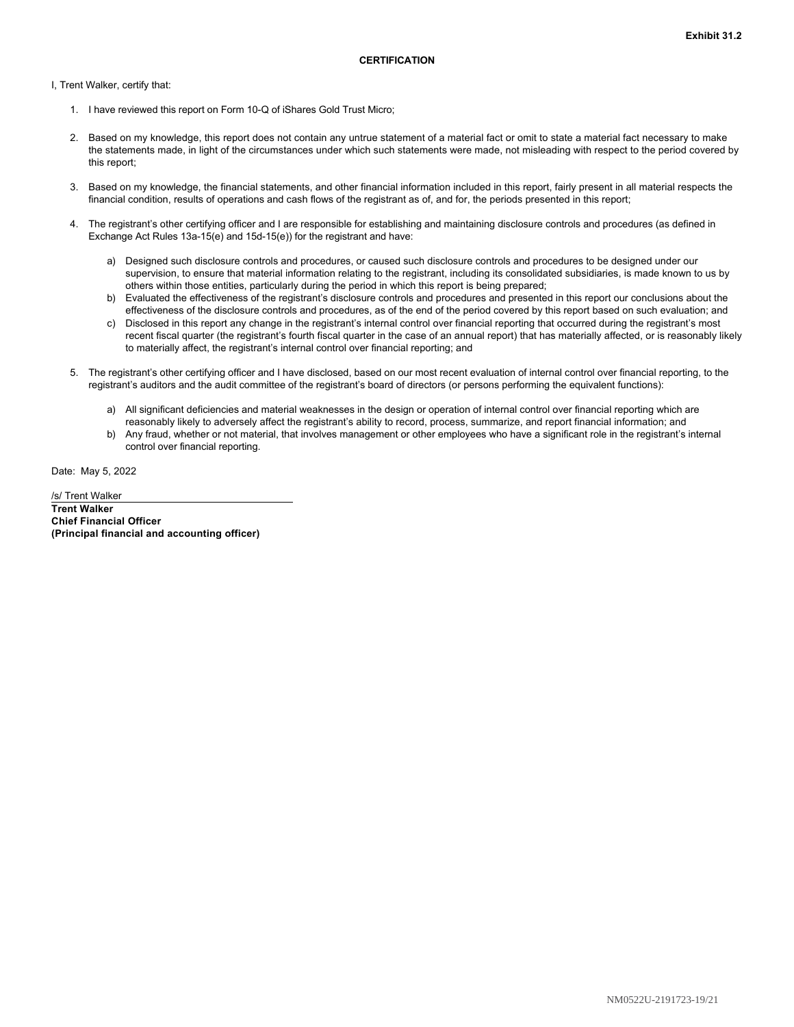**Exhibit 31.2**

**CERTIFICATION**

I, Trent Walker, certify that:

1. I have reviewed this report on Form 10-Q of iShares Gold Trust Micro;

2. Based on my knowledge, this report does not contain any untrue statement of a material fact or omit to state a material fact necessary to make the statements made, in light of the circumstances under which such statements were made, not misleading with respect to the period covered by this report;

3. Based on my knowledge, the financial statements, and other financial information included in this report, fairly present in all material respects the financial condition, results of operations and cash flows of the registrant as of, and for, the periods presented in this report;

4. The registrant's other certifying officer and I are responsible for establishing and maintaining disclosure controls and procedures (as defined in Exchange Act Rules 13a-15(e) and 15d-15(e)) for the registrant and have:

   a) Designed such disclosure controls and procedures, or caused such disclosure controls and procedures to be designed under our supervision, to ensure that material information relating to the registrant, including its consolidated subsidiaries, is made known to us by others within those entities, particularly during the period in which this report is being prepared;
   b) Evaluated the effectiveness of the registrant's disclosure controls and procedures and presented in this report our conclusions about the effectiveness of the disclosure controls and procedures, as of the end of the period covered by this report based on such evaluation; and
   c) Disclosed in this report any change in the registrant's internal control over financial reporting that occurred during the registrant's most recent fiscal quarter (the registrant's fourth fiscal quarter in the case of an annual report) that has materially affected, or is reasonably likely to materially affect, the registrant's internal control over financial reporting; and

5. The registrant's other certifying officer and I have disclosed, based on our most recent evaluation of internal control over financial reporting, to the registrant's auditors and the audit committee of the registrant's board of directors (or persons performing the equivalent functions):

   a) All significant deficiencies and material weaknesses in the design or operation of internal control over financial reporting which are reasonably likely to adversely affect the registrant's ability to record, process, summarize, and report financial information; and
   b) Any fraud, whether or not material, that involves management or other employees who have a significant role in the registrant's internal control over financial reporting.

Date: May 5, 2022

/s/ Trent Walker

**Trent Walker**
**Chief Financial Officer**
**(Principal financial and accounting officer)**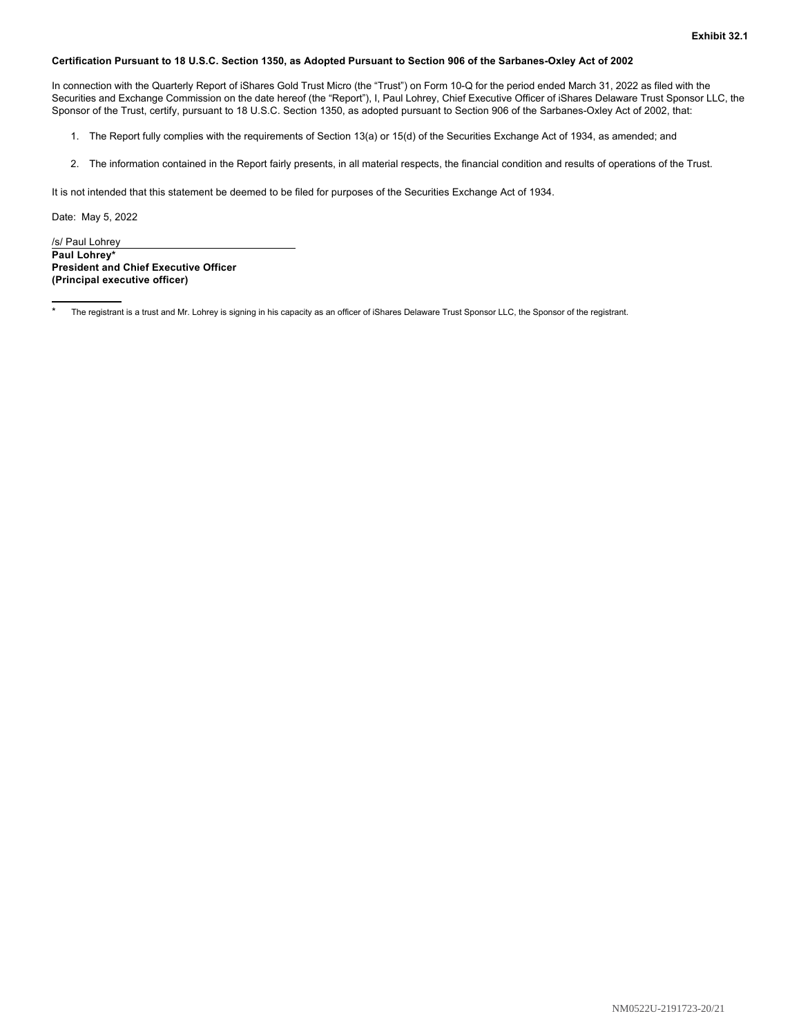**Exhibit 32.1**

**Certification Pursuant to 18 U.S.C. Section 1350, as Adopted Pursuant to Section 906 of the Sarbanes-Oxley Act of 2002**

In connection with the Quarterly Report of iShares Gold Trust Micro (the "Trust") on Form 10-Q for the period ended March 31, 2022 as filed with the Securities and Exchange Commission on the date hereof (the "Report"), I, Paul Lohrey, Chief Executive Officer of iShares Delaware Trust Sponsor LLC, the Sponsor of the Trust, certify, pursuant to 18 U.S.C. Section 1350, as adopted pursuant to Section 906 of the Sarbanes-Oxley Act of 2002, that:

1. The Report fully complies with the requirements of Section 13(a) or 15(d) of the Securities Exchange Act of 1934, as amended; and

2. The information contained in the Report fairly presents, in all material respects, the financial condition and results of operations of the Trust.

It is not intended that this statement be deemed to be filed for purposes of the Securities Exchange Act of 1934.

Date: May 5, 2022

/s/ Paul Lohrey
**Paul Lohrey***
**President and Chief Executive Officer**
**(Principal executive officer)**

---

\* The registrant is a trust and Mr. Lohrey is signing in his capacity as an officer of iShares Delaware Trust Sponsor LLC, the Sponsor of the registrant.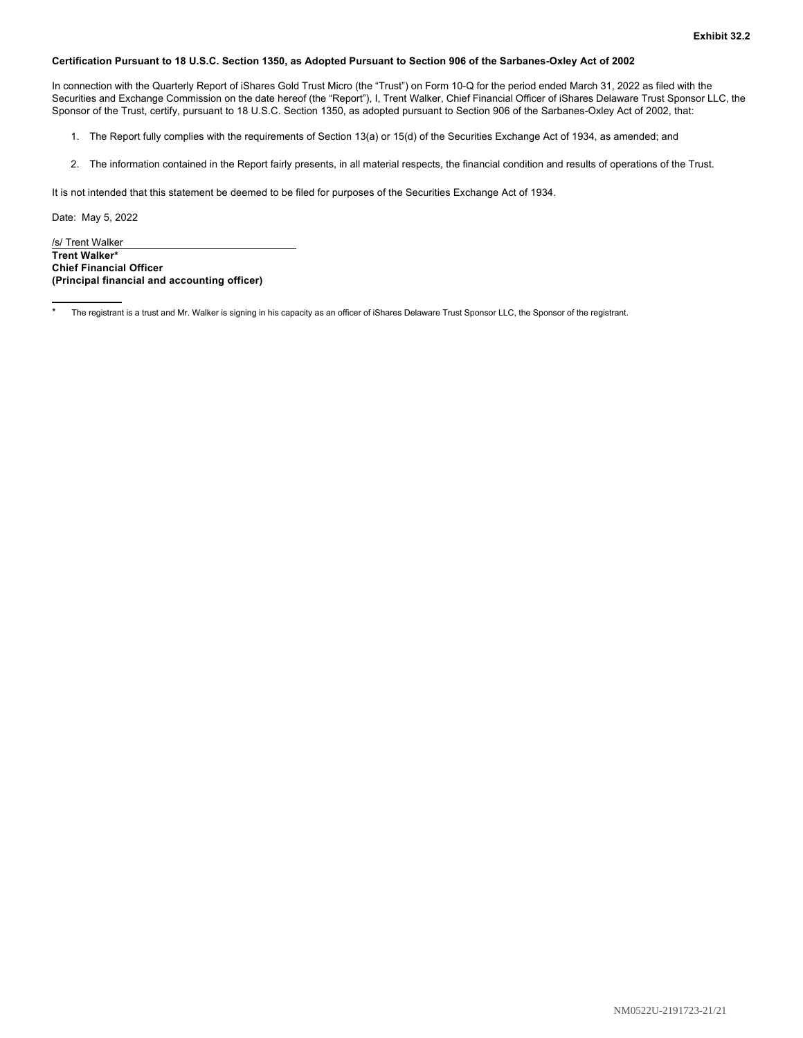**Exhibit 32.2**

**Certification Pursuant to 18 U.S.C. Section 1350, as Adopted Pursuant to Section 906 of the Sarbanes-Oxley Act of 2002**

In connection with the Quarterly Report of iShares Gold Trust Micro (the "Trust") on Form 10-Q for the period ended March 31, 2022 as filed with the Securities and Exchange Commission on the date hereof (the "Report"), I, Trent Walker, Chief Financial Officer of iShares Delaware Trust Sponsor LLC, the Sponsor of the Trust, certify, pursuant to 18 U.S.C. Section 1350, as adopted pursuant to Section 906 of the Sarbanes-Oxley Act of 2002, that:

1. The Report fully complies with the requirements of Section 13(a) or 15(d) of the Securities Exchange Act of 1934, as amended; and

2. The information contained in the Report fairly presents, in all material respects, the financial condition and results of operations of the Trust.

It is not intended that this statement be deemed to be filed for purposes of the Securities Exchange Act of 1934.

Date: May 5, 2022

/s/ Trent Walker

**Trent Walker***
**Chief Financial Officer**
**(Principal financial and accounting officer)**

---

* The registrant is a trust and Mr. Walker is signing in his capacity as an officer of iShares Delaware Trust Sponsor LLC, the Sponsor of the registrant.

NM0522U-2191723-21/21